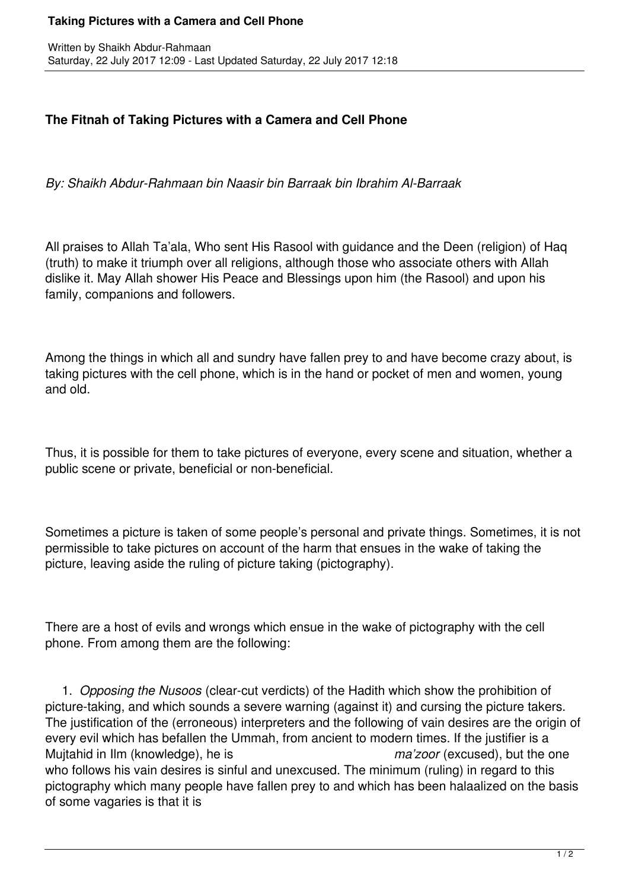**The Fitnah of Taking Pictures with a Camera and Cell Phone**

*By: Shaikh Abdur-Rahmaan bin Naasir bin Barraak bin Ibrahim Al-Barraak*

All praises to Allah Ta'ala, Who sent His Rasool with guidance and the Deen (religion) of Haq (truth) to make it triumph over all religions, although those who associate others with Allah dislike it. May Allah shower His Peace and Blessings upon him (the Rasool) and upon his family, companions and followers.

Among the things in which all and sundry have fallen prey to and have become crazy about, is taking pictures with the cell phone, which is in the hand or pocket of men and women, young and old.

Thus, it is possible for them to take pictures of everyone, every scene and situation, whether a public scene or private, beneficial or non-beneficial.

Sometimes a picture is taken of some people's personal and private things. Sometimes, it is not permissible to take pictures on account of the harm that ensues in the wake of taking the picture, leaving aside the ruling of picture taking (pictography).

There are a host of evils and wrongs which ensue in the wake of pictography with the cell phone. From among them are the following:

1. *Opposing the Nusoos* (clear-cut verdicts) of the Hadith which show the prohibition of picture-taking, and which sounds a severe warning (against it) and cursing the picture takers. The justification of the (erroneous) interpreters and the following of vain desires are the origin of every evil which has befallen the Ummah, from ancient to modern times. If the justifier is a Mujtahid in Ilm (knowledge), he is *ma'zoor* (excused), but the one who follows his vain desires is sinful and unexcused. The minimum (ruling) in regard to this pictography which many people have fallen prey to and which has been halaalized on the basis of some vagaries is that it is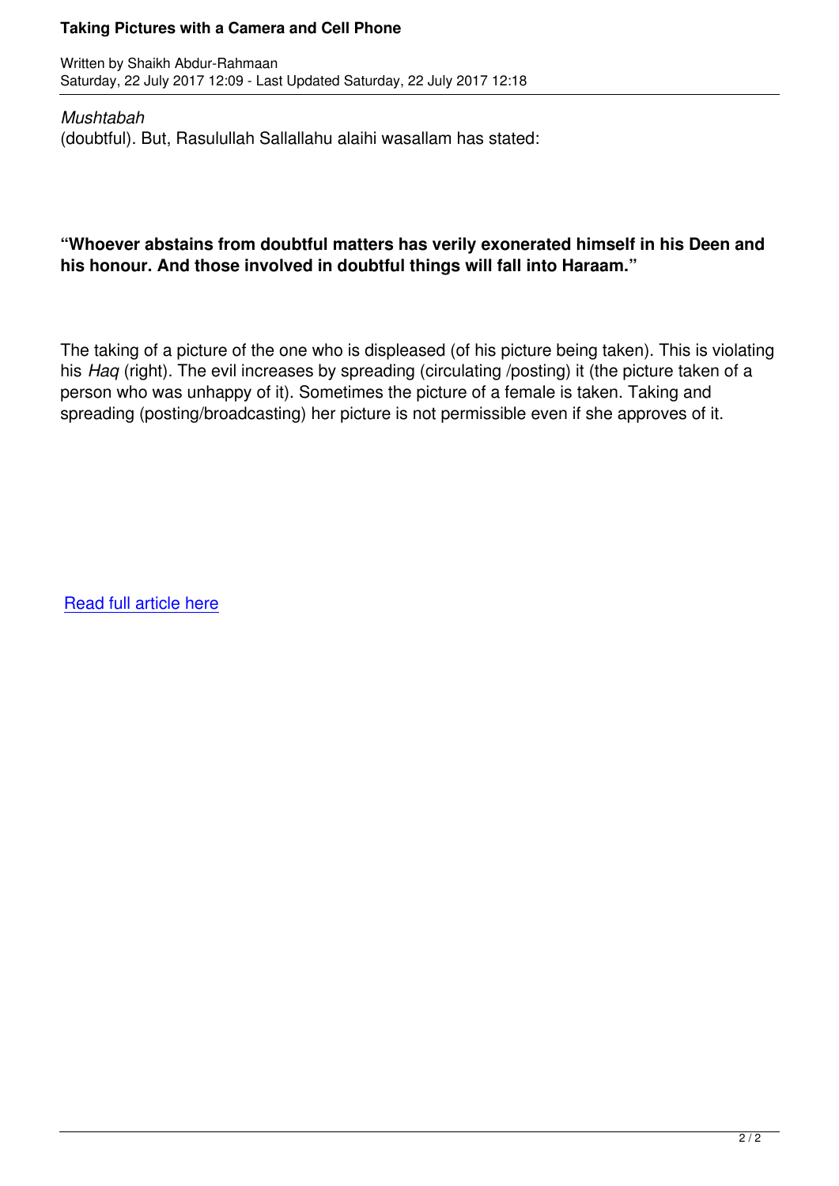*Mushtabah*
(doubtful). But, Rasulullah Sallallahu alaihi wasallam has stated:

**“Whoever abstains from doubtful matters has verily exonerated himself in his Deen and his honour. And those involved in doubtful things will fall into Haraam.”**

The taking of a picture of the one who is displeased (of his picture being taken). This is violating his *Haq* (right). The evil increases by spreading (circulating /posting) it (the picture taken of a person who was unhappy of it). Sometimes the picture of a female is taken. Taking and spreading (posting/broadcasting) her picture is not permissible even if she approves of it.

Read full article here